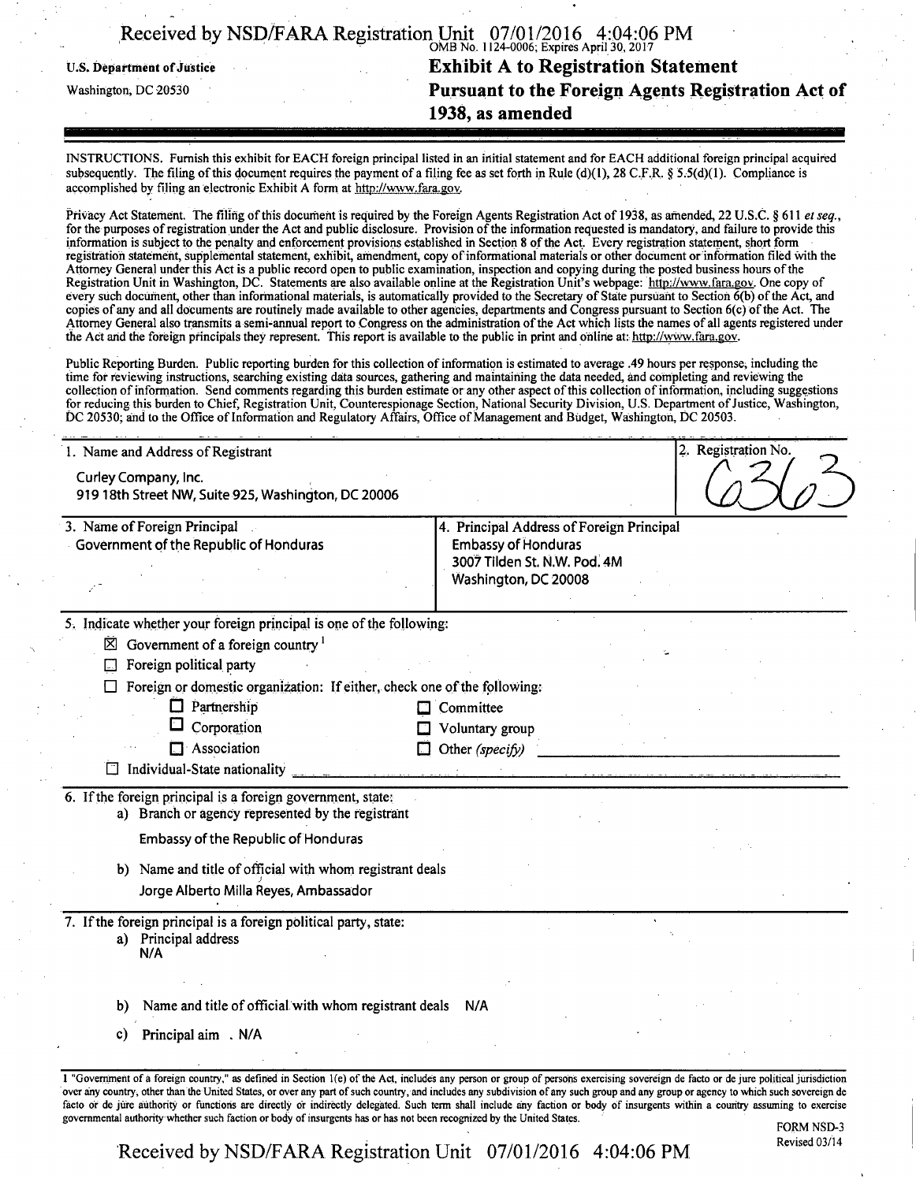U.S. Department of Justice

Washington, DC 20530

OMB No. 1124-0006; Expires April 30, 2017

# Exhibit A to Registration Statement Pursuant to the Foreign Agents Registration Act of 1938, as amended

INSTRUCTIONS. Furnish this exhibit for EACH foreign principal listed in an initial statement and for EACH additional foreign principal acquired subsequently. The filing of this document requires the payment of a filing fee as set forth in Rule (d)(1), 28 C.F.R. § 5.5(d)(1). Compliance is accomplished by filing an electronic Exhibit A form at http://www.fara.gov.

Privacy Act Statement. The filing of this document is required by the Foreign Agents Registration Act of 1938, as amended, 22 U.S.C. § 611 *et seq.*, for the purposes of registration under the Act and public disclosure. Provision of the information requested is mandatory, and failure to provide this information is subject to the penalty and enforcement provisions established in Section 8 of the Act. Every registration statement, short form registration statement, supplemental statement, exhibit, amendment, copy of informational materials or other document or information filed with the Attorney General under this Act is a public record open to public examination, inspection and copying during the posted business hours of the Registration Unit in Washington, DC. Statements are also available online at the Registration Unit's webpage: http://www.fara.gov. One copy of every such document, other than informational materials, is automatically provided to the Secretary of State pursuant to Section 6(b) of the Act, and copies of any and all documents are routinely made available to other agencies, departments and Congress pursuant to Section 6(c) of the Act. The Attorney General also transmits a semi-annual report to Congress on the administration of the Act which lists the names of all agents registered under the Act and the foreign principals they represent. This report is available to the public in print and online at: http://www.fara.gov.

Public Reporting Burden. Public reporting burden for this collection of information is estimated to average .49 hours per response, including the time for reviewing instructions, searching existing data sources, gathering and maintaining the data needed, and completing and reviewing the collection of information. Send comments regarding this burden estimate or any other aspect of this collection of information, including suggestions for reducing this burden to Chief, Registration Unit, Counterespionage Section, National Security Division, U.S. Department of Justice, Washington, DC 20530; and to the Office of Information and Regulatory Affairs, Office of Management and Budget, Washington, DC 20503.

| 1. Name and Address of Registrant | 2. Registration No. |
|---|---|
| Curley Company, Inc.<br>919 18th Street NW, Suite 925, Washington, DC 20006 | 6363 |

| 3. Name of Foreign Principal | 4. Principal Address of Foreign Principal |
|---|---|
| Government of the Republic of Honduras | Embassy of Honduras<br>3007 Tilden St. N.W. Pod. 4M<br>Washington, DC 20008 |

5. Indicate whether your foreign principal is one of the following:

- ☒ Government of a foreign country [1]
- ☐ Foreign political party
- ☐ Foreign or domestic organization: If either, check one of the following:
  - ☐ Partnership
  - ☐ Corporation
  - ☐ Association
  - ☐ Committee
  - ☐ Voluntary group
  - ☐ Other *(specify)* ______
- ☐ Individual-State nationality ______

6. If the foreign principal is a foreign government, state:

a) Branch or agency represented by the registrant

Embassy of the Republic of Honduras

b) Name and title of official with whom registrant deals

Jorge Alberto Milla Reyes, Ambassador

7. If the foreign principal is a foreign political party, state:

a) Principal address
N/A

b) Name and title of official with whom registrant deals N/A

c) Principal aim . N/A

1 "Government of a foreign country," as defined in Section 1(e) of the Act, includes any person or group of persons exercising sovereign de facto or de jure political jurisdiction over any country, other than the United States, or over any part of such country, and includes any subdivision of any such group and any group or agency to which such sovereign de facto or de jure authority or functions are directly or indirectly delegated. Such term shall include any faction or body of insurgents within a country assuming to exercise governmental authority whether such faction or body of insurgents has or has not been recognized by the United States.

FORM NSD-3
Revised 03/14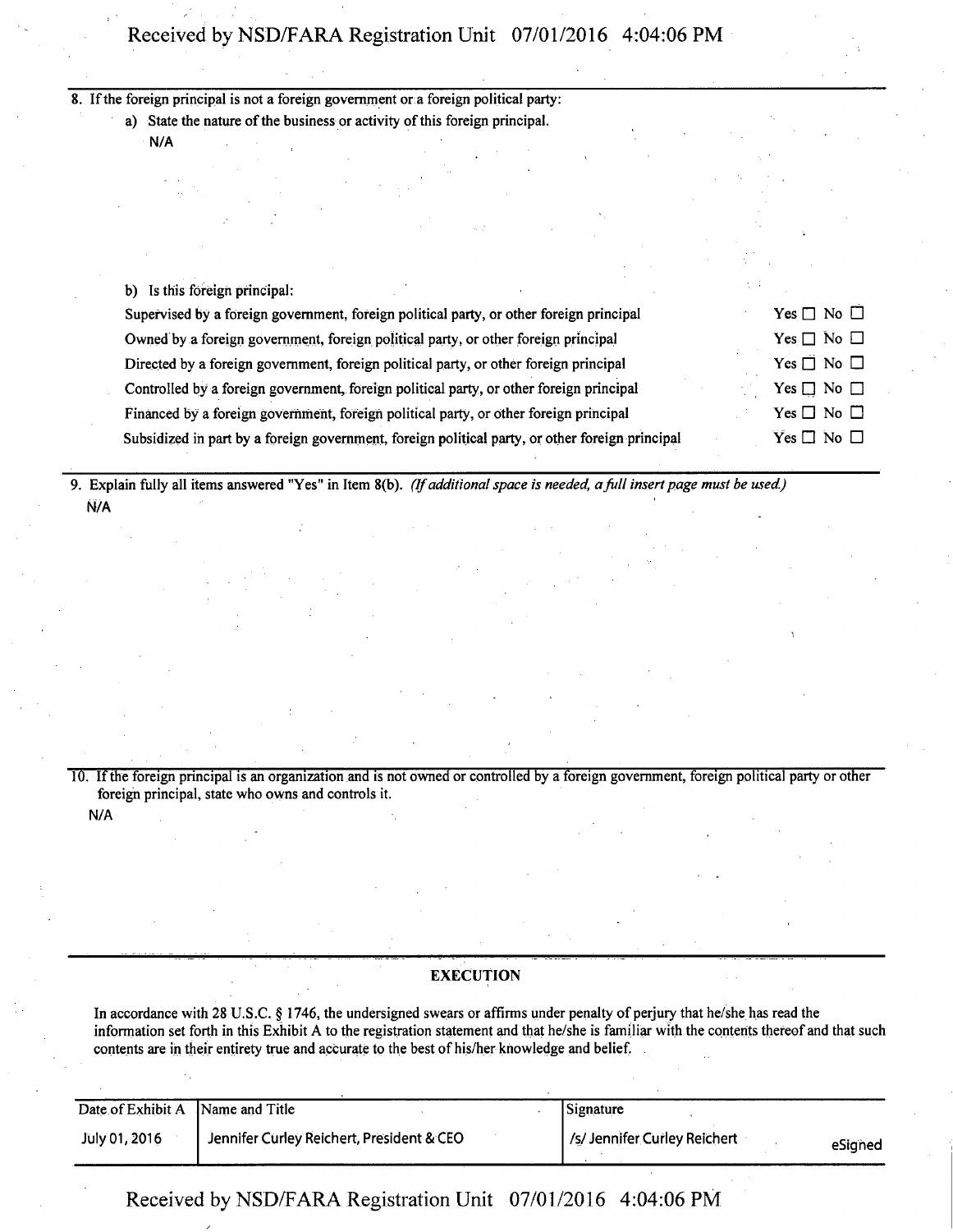8. If the foreign principal is not a foreign government or a foreign political party:

   a) State the nature of the business or activity of this foreign principal.

   N/A

   b) Is this foreign principal:

| | |
|---|---|
| Supervised by a foreign government, foreign political party, or other foreign principal | Yes ☐ No ☐ |
| Owned by a foreign government, foreign political party, or other foreign principal | Yes ☐ No ☐ |
| Directed by a foreign government, foreign political party, or other foreign principal | Yes ☐ No ☐ |
| Controlled by a foreign government, foreign political party, or other foreign principal | Yes ☐ No ☐ |
| Financed by a foreign government, foreign political party, or other foreign principal | Yes ☐ No ☐ |
| Subsidized in part by a foreign government, foreign political party, or other foreign principal | Yes ☐ No ☐ |

9. Explain fully all items answered "Yes" in Item 8(b). *(If additional space is needed, a full insert page must be used.)*

   N/A

10. If the foreign principal is an organization and is not owned or controlled by a foreign government, foreign political party or other foreign principal, state who owns and controls it.

   N/A

## EXECUTION

In accordance with 28 U.S.C. § 1746, the undersigned swears or affirms under penalty of perjury that he/she has read the information set forth in this Exhibit A to the registration statement and that he/she is familiar with the contents thereof and that such contents are in their entirety true and accurate to the best of his/her knowledge and belief.

| Date of Exhibit A | Name and Title | Signature |
|---|---|---|
| July 01, 2016 | Jennifer Curley Reichert, President & CEO | /s/ Jennifer Curley Reichert eSigned |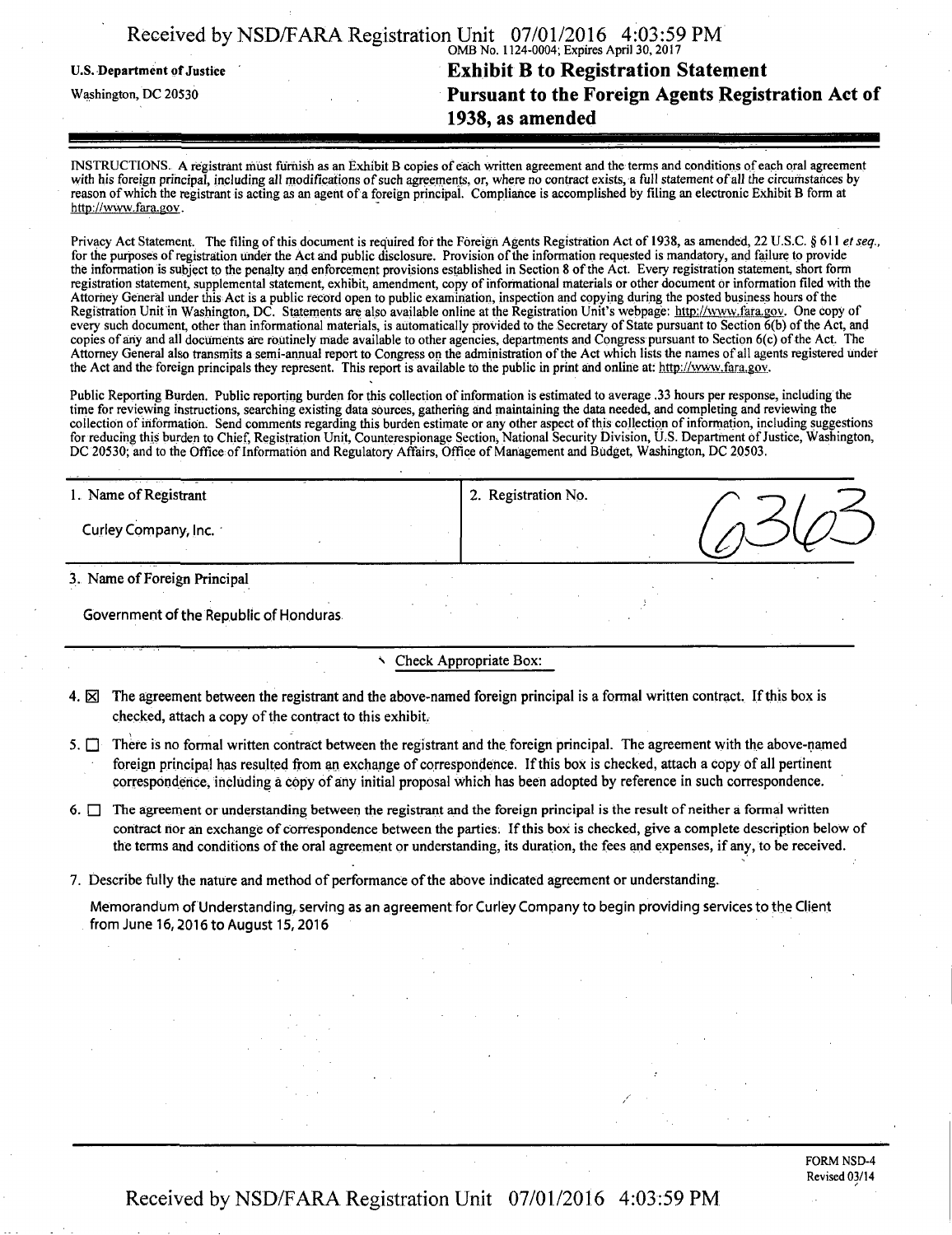U.S. Department of Justice

Washington, DC 20530

OMB No. 1124-0004; Expires April 30, 2017

# Exhibit B to Registration Statement Pursuant to the Foreign Agents Registration Act of 1938, as amended

INSTRUCTIONS. A registrant must furnish as an Exhibit B copies of each written agreement and the terms and conditions of each oral agreement with his foreign principal, including all modifications of such agreements, or, where no contract exists, a full statement of all the circumstances by reason of which the registrant is acting as an agent of a foreign principal. Compliance is accomplished by filing an electronic Exhibit B form at http://www.fara.gov.

Privacy Act Statement. The filing of this document is required for the Foreign Agents Registration Act of 1938, as amended, 22 U.S.C. § 611 *et seq.*, for the purposes of registration under the Act and public disclosure. Provision of the information requested is mandatory, and failure to provide the information is subject to the penalty and enforcement provisions established in Section 8 of the Act. Every registration statement, short form registration statement, supplemental statement, exhibit, amendment, copy of informational materials or other document or information filed with the Attorney General under this Act is a public record open to public examination, inspection and copying during the posted business hours of the Registration Unit in Washington, DC. Statements are also available online at the Registration Unit's webpage: http://www.fara.gov. One copy of every such document, other than informational materials, is automatically provided to the Secretary of State pursuant to Section 6(b) of the Act, and copies of any and all documents are routinely made available to other agencies, departments and Congress pursuant to Section 6(c) of the Act. The Attorney General also transmits a semi-annual report to Congress on the administration of the Act which lists the names of all agents registered under the Act and the foreign principals they represent. This report is available to the public in print and online at: http://www.fara.gov.

Public Reporting Burden. Public reporting burden for this collection of information is estimated to average .33 hours per response, including the time for reviewing instructions, searching existing data sources, gathering and maintaining the data needed, and completing and reviewing the collection of information. Send comments regarding this burden estimate or any other aspect of this collection of information, including suggestions for reducing this burden to Chief, Registration Unit, Counterespionage Section, National Security Division, U.S. Department of Justice, Washington, DC 20530; and to the Office of Information and Regulatory Affairs, Office of Management and Budget, Washington, DC 20503.

| 1. Name of Registrant | 2. Registration No. |
|---|---|
| Curley Company, Inc. | 6363 |

3. Name of Foreign Principal

Government of the Republic of Honduras

Check Appropriate Box:

4. ☒ The agreement between the registrant and the above-named foreign principal is a formal written contract. If this box is checked, attach a copy of the contract to this exhibit.

5. ☐ There is no formal written contract between the registrant and the foreign principal. The agreement with the above-named foreign principal has resulted from an exchange of correspondence. If this box is checked, attach a copy of all pertinent correspondence, including a copy of any initial proposal which has been adopted by reference in such correspondence.

6. ☐ The agreement or understanding between the registrant and the foreign principal is the result of neither a formal written contract nor an exchange of correspondence between the parties. If this box is checked, give a complete description below of the terms and conditions of the oral agreement or understanding, its duration, the fees and expenses, if any, to be received.

7. Describe fully the nature and method of performance of the above indicated agreement or understanding.

Memorandum of Understanding, serving as an agreement for Curley Company to begin providing services to the Client from June 16, 2016 to August 15, 2016

FORM NSD-4
Revised 03/14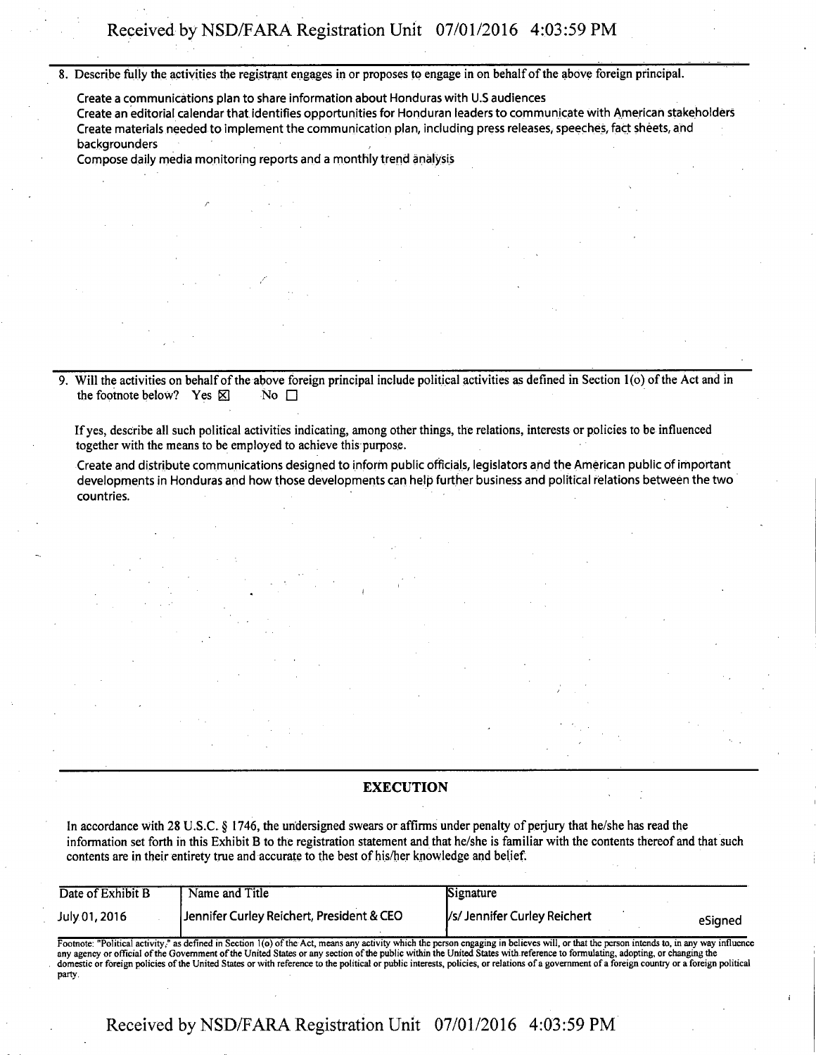8. Describe fully the activities the registrant engages in or proposes to engage in on behalf of the above foreign principal.

Create a communications plan to share information about Honduras with U.S audiences
Create an editorial calendar that identifies opportunities for Honduran leaders to communicate with American stakeholders
Create materials needed to implement the communication plan, including press releases, speeches, fact sheets, and backgrounders
Compose daily media monitoring reports and a monthly trend analysis

9. Will the activities on behalf of the above foreign principal include political activities as defined in Section 1(o) of the Act and in the footnote below? Yes ☒ No ☐

If yes, describe all such political activities indicating, among other things, the relations, interests or policies to be influenced together with the means to be employed to achieve this purpose.

Create and distribute communications designed to inform public officials, legislators and the American public of important developments in Honduras and how those developments can help further business and political relations between the two countries.

## EXECUTION

In accordance with 28 U.S.C. § 1746, the undersigned swears or affirms under penalty of perjury that he/she has read the information set forth in this Exhibit B to the registration statement and that he/she is familiar with the contents thereof and that such contents are in their entirety true and accurate to the best of his/her knowledge and belief.

| Date of Exhibit B | Name and Title | Signature |
|---|---|---|
| July 01, 2016 | Jennifer Curley Reichert, President & CEO | /s/ Jennifer Curley Reichert eSigned |

Footnote: "Political activity," as defined in Section 1(o) of the Act, means any activity which the person engaging in believes will, or that the person intends to, in any way influence any agency or official of the Government of the United States or any section of the public within the United States with reference to formulating, adopting, or changing the domestic or foreign policies of the United States or with reference to the political or public interests, policies, or relations of a government of a foreign country or a foreign political party.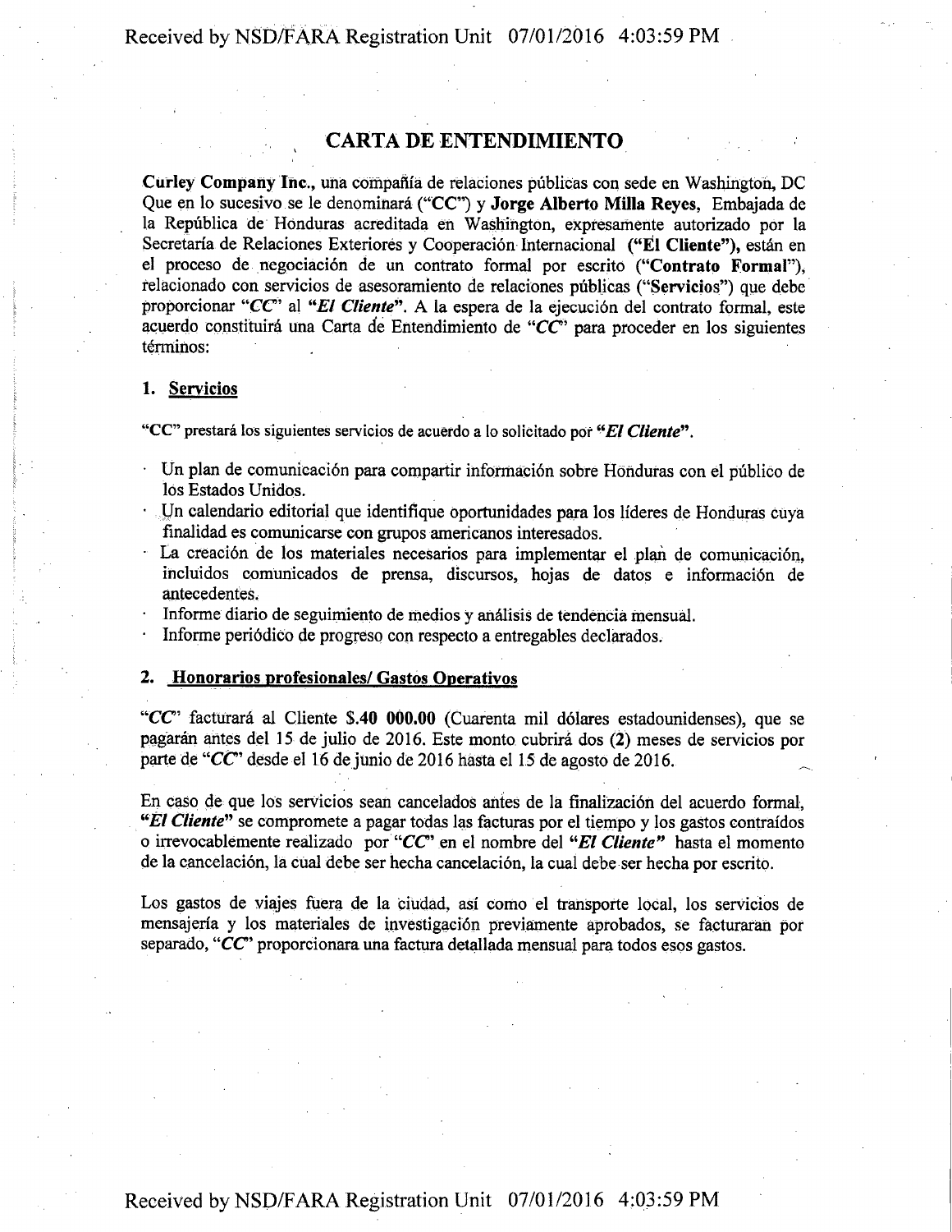# CARTA DE ENTENDIMIENTO

**Curley Company Inc.**, una compañía de relaciones públicas con sede en Washington, DC Que en lo sucesivo se le denominará ("CC") y **Jorge Alberto Milla Reyes**, Embajada de la República de Honduras acreditada en Washington, expresamente autorizado por la Secretaría de Relaciones Exteriores y Cooperación Internacional **("El Cliente")**, están en el proceso de negociación de un contrato formal por escrito (**"Contrato Formal"**), relacionado con servicios de asesoramiento de relaciones públicas (**"Servicios"**) que debe proporcionar ***"CC"*** al ***"El Cliente"***. A la espera de la ejecución del contrato formal, este acuerdo constituirá una Carta de Entendimiento de ***"CC"*** para proceder en los siguientes términos:

## 1. Servicios

"CC" prestará los siguientes servicios de acuerdo a lo solicitado por ***"El Cliente"***.

- Un plan de comunicación para compartir información sobre Honduras con el público de los Estados Unidos.
- Un calendario editorial que identifique oportunidades para los líderes de Honduras cuya finalidad es comunicarse con grupos americanos interesados.
- La creación de los materiales necesarios para implementar el plan de comunicación, incluidos comunicados de prensa, discursos, hojas de datos e información de antecedentes.
- Informe diario de seguimiento de medios y análisis de tendencia mensual.
- Informe periódico de progreso con respecto a entregables declarados.

## 2. Honorarios profesionales/ Gastos Operativos

***"CC"*** facturará al Cliente **$.40 000.00** (Cuarenta mil dólares estadounidenses), que se pagarán antes del 15 de julio de 2016. Este monto cubrirá dos **(2)** meses de servicios por parte de ***"CC"*** desde el 16 de junio de 2016 hasta el 15 de agosto de 2016.

En caso de que los servicios sean cancelados antes de la finalización del acuerdo formal, ***"El Cliente"*** se compromete a pagar todas las facturas por el tiempo y los gastos contraídos o irrevocablemente realizado por ***"CC"*** en el nombre del ***"El Cliente"*** hasta el momento de la cancelación, la cual debe ser hecha cancelación, la cual debe ser hecha por escrito.

Los gastos de viajes fuera de la ciudad, así como el transporte local, los servicios de mensajería y los materiales de investigación previamente aprobados, se facturaran por separado, ***"CC"*** proporcionara una factura detallada mensual para todos esos gastos.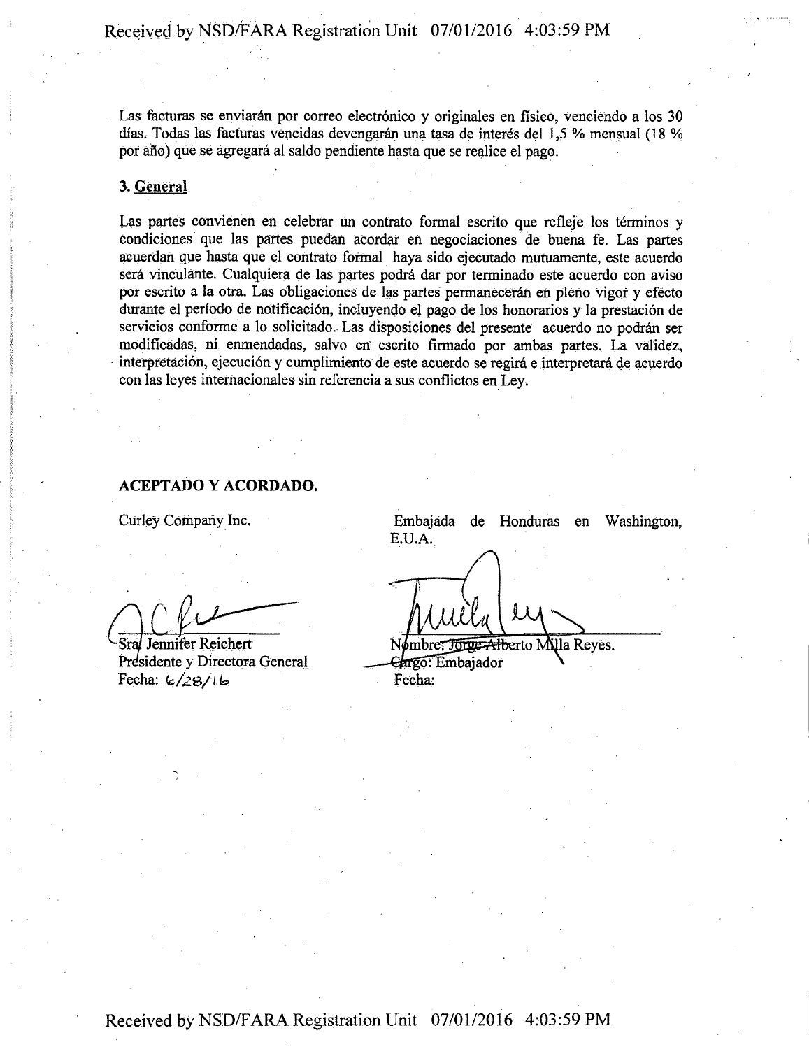Las facturas se enviarán por correo electrónico y originales en físico, venciendo a los 30 días. Todas las facturas vencidas devengarán una tasa de interés del 1,5 % mensual (18 % por año) que se agregará al saldo pendiente hasta que se realice el pago.

**3. General**

Las partes convienen en celebrar un contrato formal escrito que refleje los términos y condiciones que las partes puedan acordar en negociaciones de buena fe. Las partes acuerdan que hasta que el contrato formal haya sido ejecutado mutuamente, este acuerdo será vinculante. Cualquiera de las partes podrá dar por terminado este acuerdo con aviso por escrito a la otra. Las obligaciones de las partes permanecerán en pleno vigor y efecto durante el período de notificación, incluyendo el pago de los honorarios y la prestación de servicios conforme a lo solicitado. Las disposiciones del presente acuerdo no podrán ser modificadas, ni enmendadas, salvo en escrito firmado por ambas partes. La validez, interpretación, ejecución y cumplimiento de este acuerdo se regirá e interpretará de acuerdo con las leyes internacionales sin referencia a sus conflictos en Ley.

**ACEPTADO Y ACORDADO.**

Curley Company Inc.

Sra. Jennifer Reichert
Presidente y Directora General
Fecha: 6/28/16

Embajada de Honduras en Washington, E.U.A.

Nombre: Jorge Alberto Milla Reyes.
Cargo: Embajador
Fecha: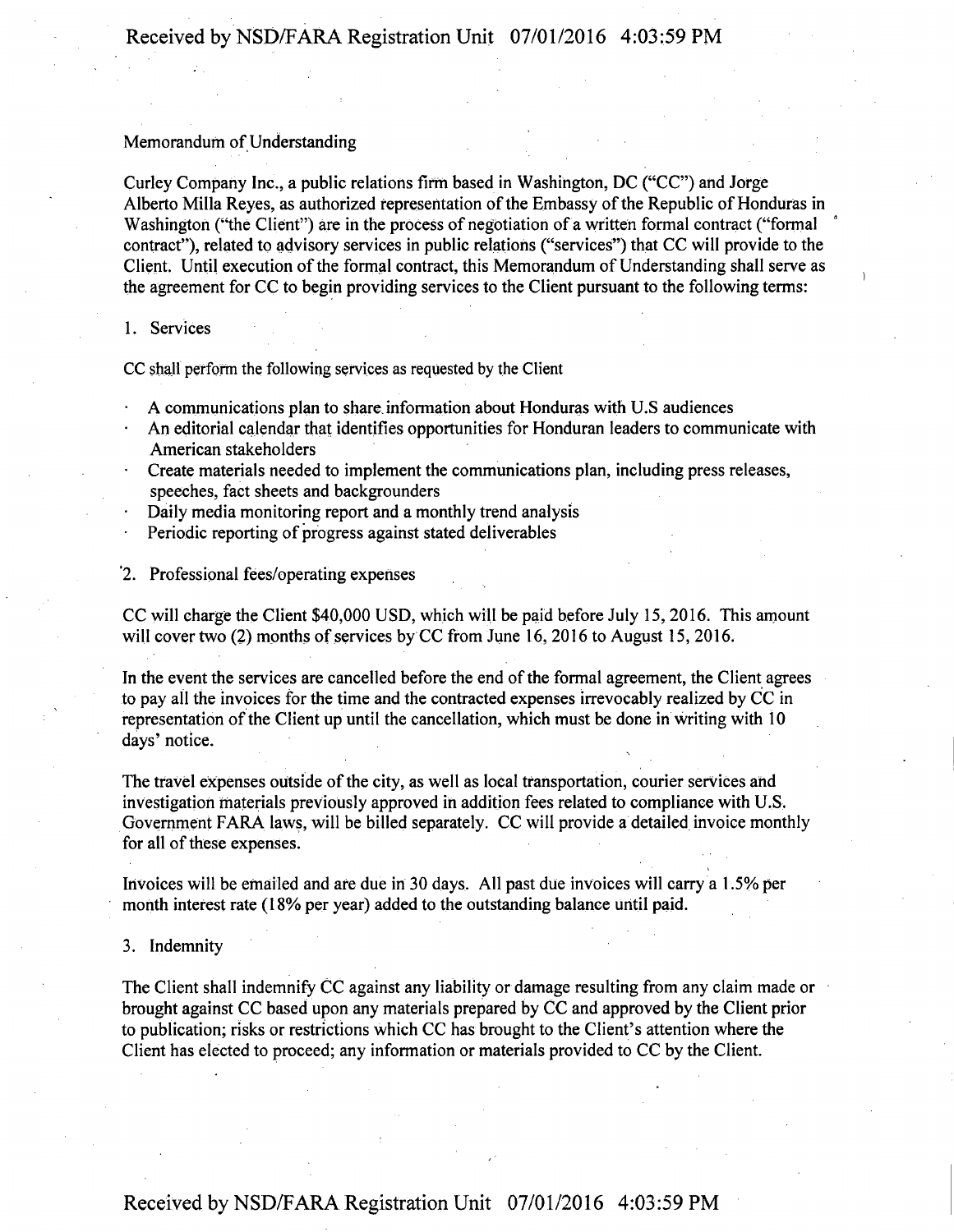Memorandum of Understanding

Curley Company Inc., a public relations firm based in Washington, DC ("CC") and Jorge Alberto Milla Reyes, as authorized representation of the Embassy of the Republic of Honduras in Washington ("the Client") are in the process of negotiation of a written formal contract ("formal contract"), related to advisory services in public relations ("services") that CC will provide to the Client. Until execution of the formal contract, this Memorandum of Understanding shall serve as the agreement for CC to begin providing services to the Client pursuant to the following terms:

1. Services

CC shall perform the following services as requested by the Client

- A communications plan to share information about Honduras with U.S audiences
- An editorial calendar that identifies opportunities for Honduran leaders to communicate with American stakeholders
- Create materials needed to implement the communications plan, including press releases, speeches, fact sheets and backgrounders
- Daily media monitoring report and a monthly trend analysis
- Periodic reporting of progress against stated deliverables

2. Professional fees/operating expenses

CC will charge the Client $40,000 USD, which will be paid before July 15, 2016. This amount will cover two (2) months of services by CC from June 16, 2016 to August 15, 2016.

In the event the services are cancelled before the end of the formal agreement, the Client agrees to pay all the invoices for the time and the contracted expenses irrevocably realized by CC in representation of the Client up until the cancellation, which must be done in writing with 10 days' notice.

The travel expenses outside of the city, as well as local transportation, courier services and investigation materials previously approved in addition fees related to compliance with U.S. Government FARA laws, will be billed separately. CC will provide a detailed invoice monthly for all of these expenses.

Invoices will be emailed and are due in 30 days. All past due invoices will carry a 1.5% per month interest rate (18% per year) added to the outstanding balance until paid.

3. Indemnity

The Client shall indemnify CC against any liability or damage resulting from any claim made or brought against CC based upon any materials prepared by CC and approved by the Client prior to publication; risks or restrictions which CC has brought to the Client's attention where the Client has elected to proceed; any information or materials provided to CC by the Client.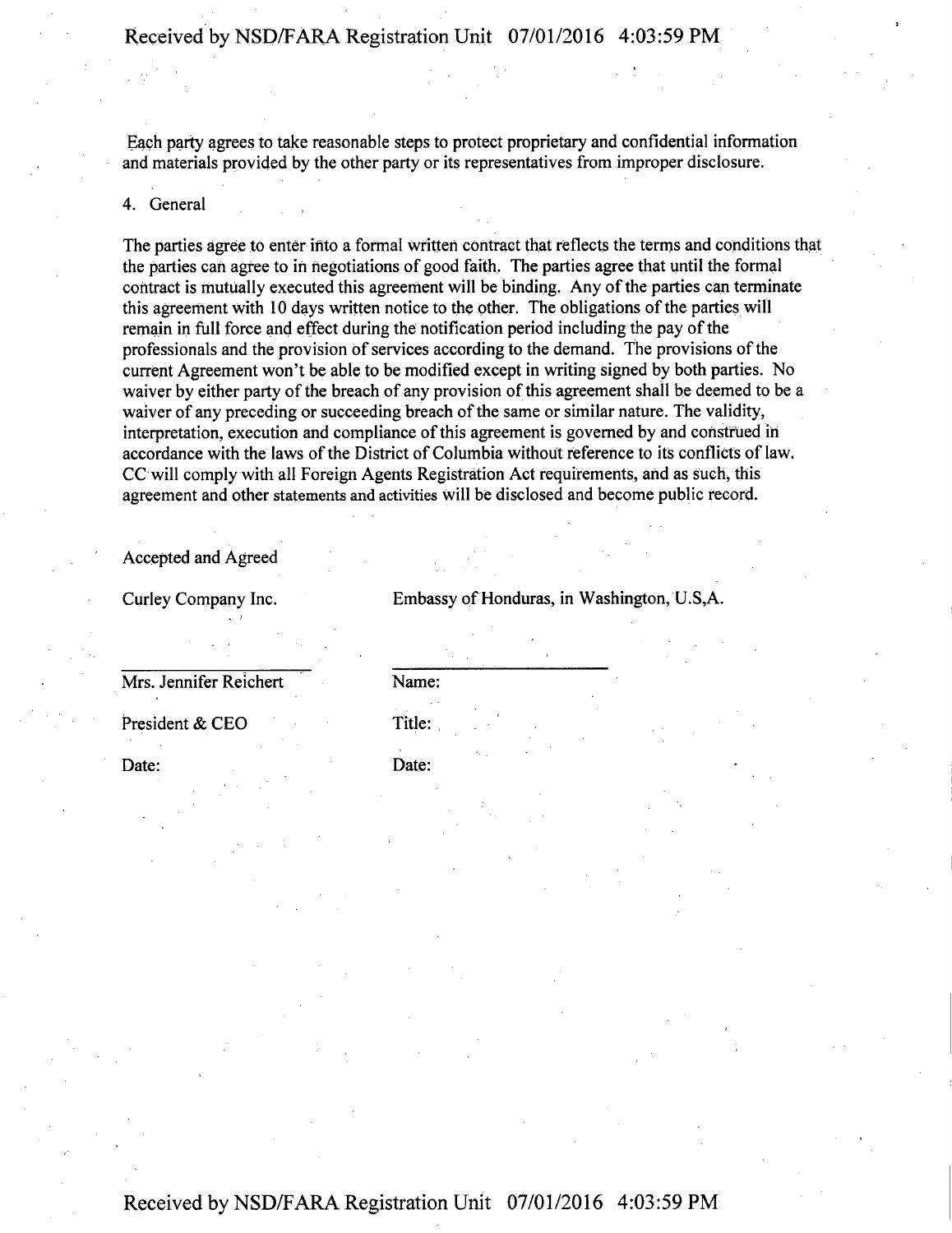Each party agrees to take reasonable steps to protect proprietary and confidential information and materials provided by the other party or its representatives from improper disclosure.

4. General

The parties agree to enter into a formal written contract that reflects the terms and conditions that the parties can agree to in negotiations of good faith. The parties agree that until the formal contract is mutually executed this agreement will be binding. Any of the parties can terminate this agreement with 10 days written notice to the other. The obligations of the parties will remain in full force and effect during the notification period including the pay of the professionals and the provision of services according to the demand. The provisions of the current Agreement won't be able to be modified except in writing signed by both parties. No waiver by either party of the breach of any provision of this agreement shall be deemed to be a waiver of any preceding or succeeding breach of the same or similar nature. The validity, interpretation, execution and compliance of this agreement is governed by and construed in accordance with the laws of the District of Columbia without reference to its conflicts of law. CC will comply with all Foreign Agents Registration Act requirements, and as such, this agreement and other statements and activities will be disclosed and become public record.

Accepted and Agreed

| | |
|---|---|
| Curley Company Inc. | Embassy of Honduras, in Washington, U.S,A. |
| ______________________ | ______________________ |
| Mrs. Jennifer Reichert | Name: |
| President & CEO | Title: |
| Date: | Date: |